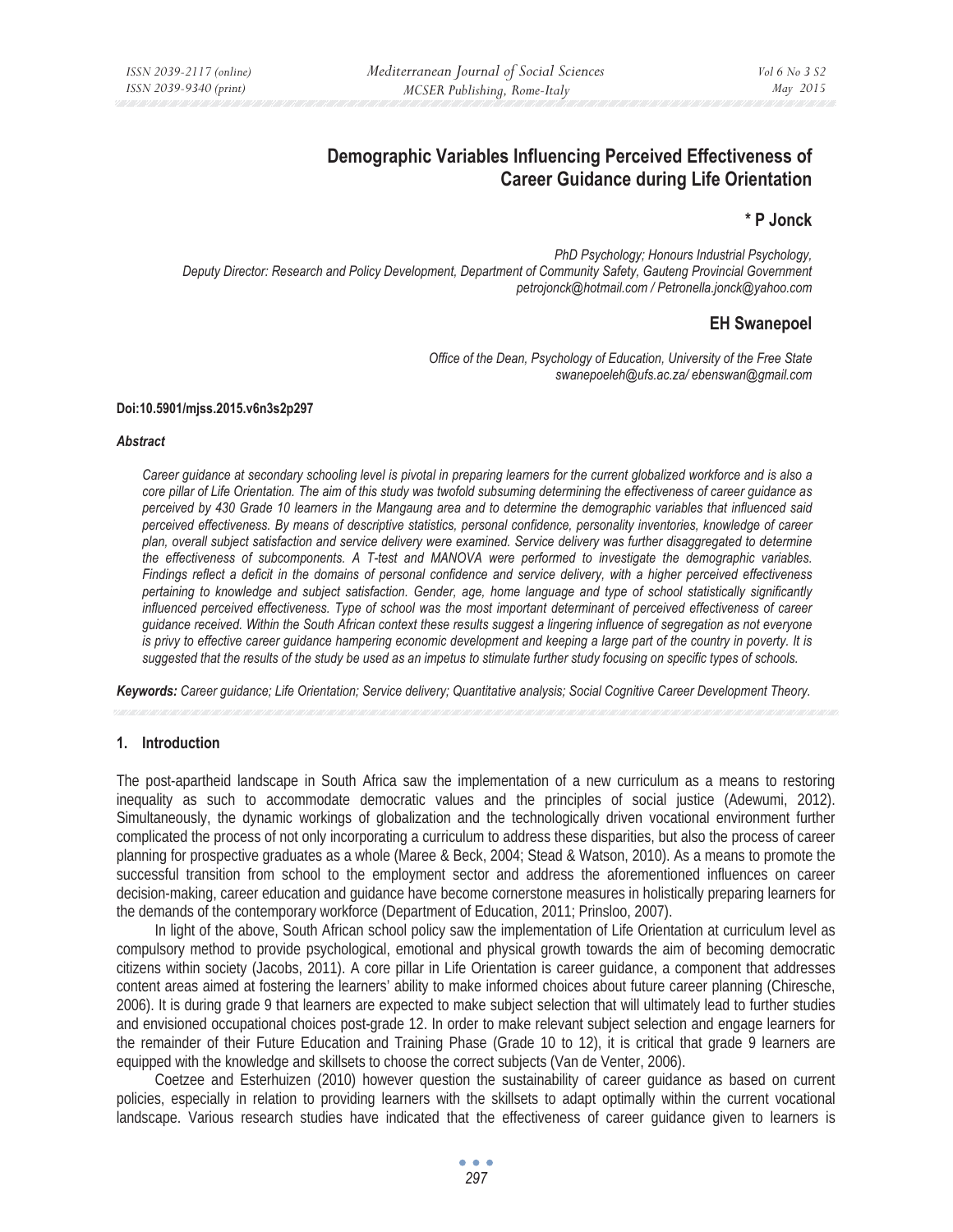# Demographic Variables Influencing Perceived Effectiveness of Career Guidance during Life Orientation

**\* P Jonck**

*PhD Psychology; Honours Industrial Psychology,*
*Deputy Director: Research and Policy Development, Department of Community Safety, Gauteng Provincial Government*
*petrojonck@hotmail.com / Petronella.jonck@yahoo.com*

**EH Swanepoel**

*Office of the Dean, Psychology of Education, University of the Free State*
*swanepoeleh@ufs.ac.za/ ebenswan@gmail.com*

**Doi:10.5901/mjss.2015.v6n3s2p297**

***Abstract***

*Career guidance at secondary schooling level is pivotal in preparing learners for the current globalized workforce and is also a core pillar of Life Orientation. The aim of this study was twofold subsuming determining the effectiveness of career guidance as perceived by 430 Grade 10 learners in the Mangaung area and to determine the demographic variables that influenced said perceived effectiveness. By means of descriptive statistics, personal confidence, personality inventories, knowledge of career plan, overall subject satisfaction and service delivery were examined. Service delivery was further disaggregated to determine the effectiveness of subcomponents. A T-test and MANOVA were performed to investigate the demographic variables. Findings reflect a deficit in the domains of personal confidence and service delivery, with a higher perceived effectiveness pertaining to knowledge and subject satisfaction. Gender, age, home language and type of school statistically significantly influenced perceived effectiveness. Type of school was the most important determinant of perceived effectiveness of career guidance received. Within the South African context these results suggest a lingering influence of segregation as not everyone is privy to effective career guidance hampering economic development and keeping a large part of the country in poverty. It is suggested that the results of the study be used as an impetus to stimulate further study focusing on specific types of schools.*

***Keywords:*** *Career guidance; Life Orientation; Service delivery; Quantitative analysis; Social Cognitive Career Development Theory.*

## 1. Introduction

The post-apartheid landscape in South Africa saw the implementation of a new curriculum as a means to restoring inequality as such to accommodate democratic values and the principles of social justice (Adewumi, 2012). Simultaneously, the dynamic workings of globalization and the technologically driven vocational environment further complicated the process of not only incorporating a curriculum to address these disparities, but also the process of career planning for prospective graduates as a whole (Maree & Beck, 2004; Stead & Watson, 2010). As a means to promote the successful transition from school to the employment sector and address the aforementioned influences on career decision-making, career education and guidance have become cornerstone measures in holistically preparing learners for the demands of the contemporary workforce (Department of Education, 2011; Prinsloo, 2007).

In light of the above, South African school policy saw the implementation of Life Orientation at curriculum level as compulsory method to provide psychological, emotional and physical growth towards the aim of becoming democratic citizens within society (Jacobs, 2011). A core pillar in Life Orientation is career guidance, a component that addresses content areas aimed at fostering the learners' ability to make informed choices about future career planning (Chiresche, 2006). It is during grade 9 that learners are expected to make subject selection that will ultimately lead to further studies and envisioned occupational choices post-grade 12. In order to make relevant subject selection and engage learners for the remainder of their Future Education and Training Phase (Grade 10 to 12), it is critical that grade 9 learners are equipped with the knowledge and skillsets to choose the correct subjects (Van de Venter, 2006).

Coetzee and Esterhuizen (2010) however question the sustainability of career guidance as based on current policies, especially in relation to providing learners with the skillsets to adapt optimally within the current vocational landscape. Various research studies have indicated that the effectiveness of career guidance given to learners is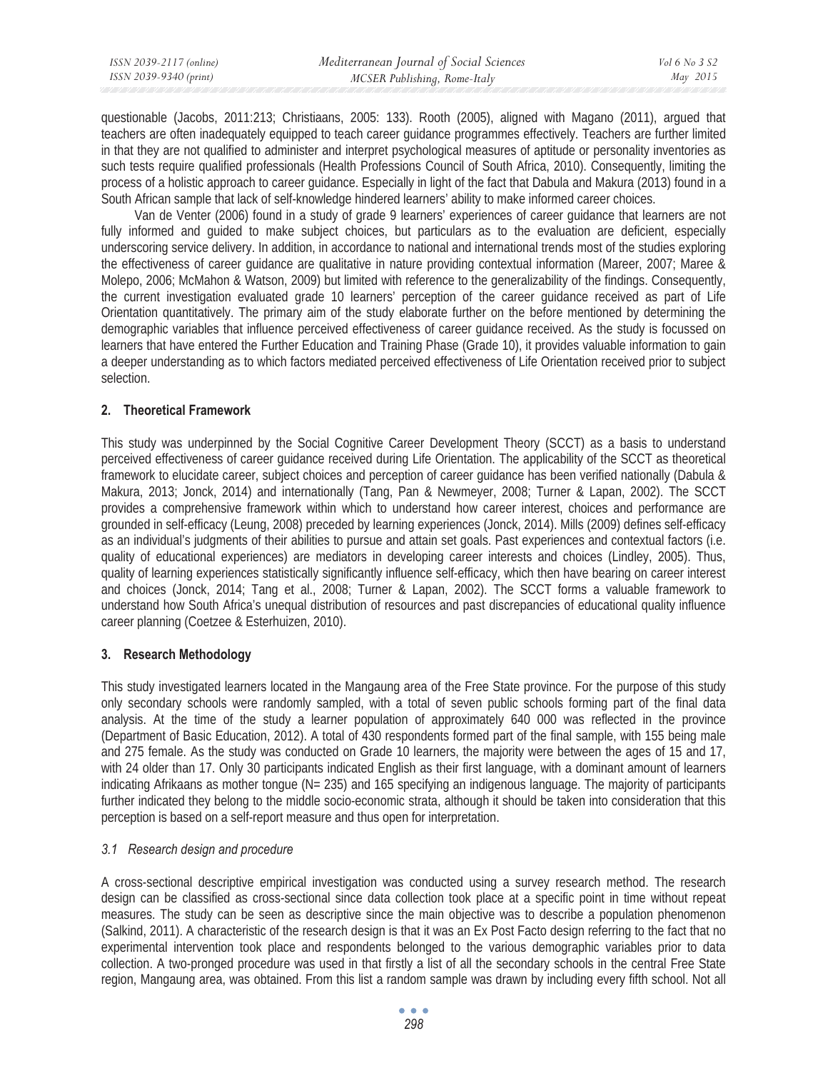questionable (Jacobs, 2011:213; Christiaans, 2005: 133). Rooth (2005), aligned with Magano (2011), argued that teachers are often inadequately equipped to teach career guidance programmes effectively. Teachers are further limited in that they are not qualified to administer and interpret psychological measures of aptitude or personality inventories as such tests require qualified professionals (Health Professions Council of South Africa, 2010). Consequently, limiting the process of a holistic approach to career guidance. Especially in light of the fact that Dabula and Makura (2013) found in a South African sample that lack of self-knowledge hindered learners' ability to make informed career choices.

Van de Venter (2006) found in a study of grade 9 learners' experiences of career guidance that learners are not fully informed and guided to make subject choices, but particulars as to the evaluation are deficient, especially underscoring service delivery. In addition, in accordance to national and international trends most of the studies exploring the effectiveness of career guidance are qualitative in nature providing contextual information (Mareer, 2007; Maree & Molepo, 2006; McMahon & Watson, 2009) but limited with reference to the generalizability of the findings. Consequently, the current investigation evaluated grade 10 learners' perception of the career guidance received as part of Life Orientation quantitatively. The primary aim of the study elaborate further on the before mentioned by determining the demographic variables that influence perceived effectiveness of career guidance received. As the study is focussed on learners that have entered the Further Education and Training Phase (Grade 10), it provides valuable information to gain a deeper understanding as to which factors mediated perceived effectiveness of Life Orientation received prior to subject selection.

## 2. Theoretical Framework

This study was underpinned by the Social Cognitive Career Development Theory (SCCT) as a basis to understand perceived effectiveness of career guidance received during Life Orientation. The applicability of the SCCT as theoretical framework to elucidate career, subject choices and perception of career guidance has been verified nationally (Dabula & Makura, 2013; Jonck, 2014) and internationally (Tang, Pan & Newmeyer, 2008; Turner & Lapan, 2002). The SCCT provides a comprehensive framework within which to understand how career interest, choices and performance are grounded in self-efficacy (Leung, 2008) preceded by learning experiences (Jonck, 2014). Mills (2009) defines self-efficacy as an individual's judgments of their abilities to pursue and attain set goals. Past experiences and contextual factors (i.e. quality of educational experiences) are mediators in developing career interests and choices (Lindley, 2005). Thus, quality of learning experiences statistically significantly influence self-efficacy, which then have bearing on career interest and choices (Jonck, 2014; Tang et al., 2008; Turner & Lapan, 2002). The SCCT forms a valuable framework to understand how South Africa's unequal distribution of resources and past discrepancies of educational quality influence career planning (Coetzee & Esterhuizen, 2010).

## 3. Research Methodology

This study investigated learners located in the Mangaung area of the Free State province. For the purpose of this study only secondary schools were randomly sampled, with a total of seven public schools forming part of the final data analysis. At the time of the study a learner population of approximately 640 000 was reflected in the province (Department of Basic Education, 2012). A total of 430 respondents formed part of the final sample, with 155 being male and 275 female. As the study was conducted on Grade 10 learners, the majority were between the ages of 15 and 17, with 24 older than 17. Only 30 participants indicated English as their first language, with a dominant amount of learners indicating Afrikaans as mother tongue (N= 235) and 165 specifying an indigenous language. The majority of participants further indicated they belong to the middle socio-economic strata, although it should be taken into consideration that this perception is based on a self-report measure and thus open for interpretation.

### *3.1 Research design and procedure*

A cross-sectional descriptive empirical investigation was conducted using a survey research method. The research design can be classified as cross-sectional since data collection took place at a specific point in time without repeat measures. The study can be seen as descriptive since the main objective was to describe a population phenomenon (Salkind, 2011). A characteristic of the research design is that it was an Ex Post Facto design referring to the fact that no experimental intervention took place and respondents belonged to the various demographic variables prior to data collection. A two-pronged procedure was used in that firstly a list of all the secondary schools in the central Free State region, Mangaung area, was obtained. From this list a random sample was drawn by including every fifth school. Not all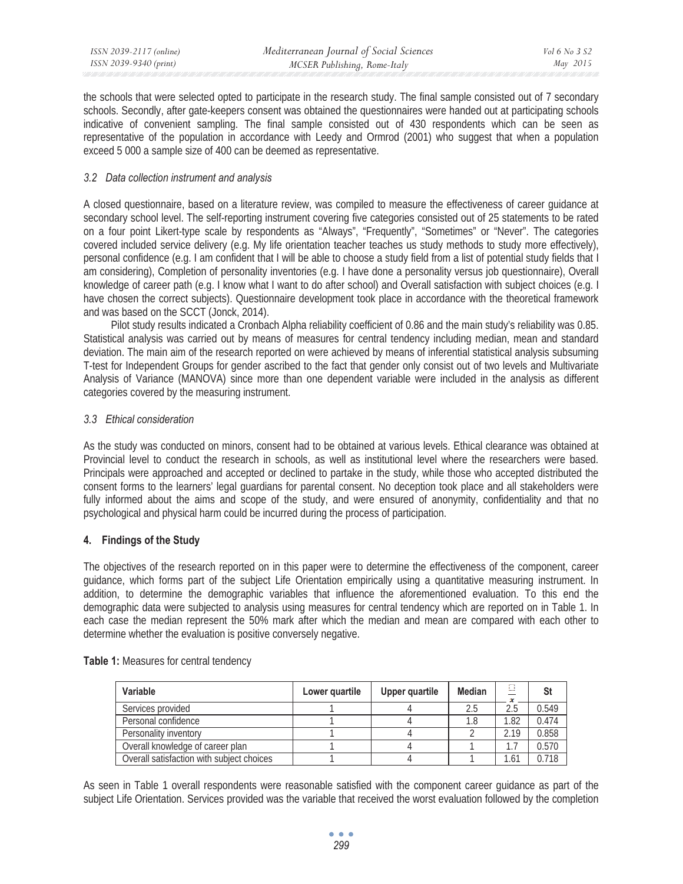the schools that were selected opted to participate in the research study. The final sample consisted out of 7 secondary schools. Secondly, after gate-keepers consent was obtained the questionnaires were handed out at participating schools indicative of convenient sampling. The final sample consisted out of 430 respondents which can be seen as representative of the population in accordance with Leedy and Ormrod (2001) who suggest that when a population exceed 5 000 a sample size of 400 can be deemed as representative.

### *3.2 Data collection instrument and analysis*

A closed questionnaire, based on a literature review, was compiled to measure the effectiveness of career guidance at secondary school level. The self-reporting instrument covering five categories consisted out of 25 statements to be rated on a four point Likert-type scale by respondents as "Always", "Frequently", "Sometimes" or "Never". The categories covered included service delivery (e.g. My life orientation teacher teaches us study methods to study more effectively), personal confidence (e.g. I am confident that I will be able to choose a study field from a list of potential study fields that I am considering), Completion of personality inventories (e.g. I have done a personality versus job questionnaire), Overall knowledge of career path (e.g. I know what I want to do after school) and Overall satisfaction with subject choices (e.g. I have chosen the correct subjects). Questionnaire development took place in accordance with the theoretical framework and was based on the SCCT (Jonck, 2014).

Pilot study results indicated a Cronbach Alpha reliability coefficient of 0.86 and the main study's reliability was 0.85. Statistical analysis was carried out by means of measures for central tendency including median, mean and standard deviation. The main aim of the research reported on were achieved by means of inferential statistical analysis subsuming T-test for Independent Groups for gender ascribed to the fact that gender only consist out of two levels and Multivariate Analysis of Variance (MANOVA) since more than one dependent variable were included in the analysis as different categories covered by the measuring instrument.

### *3.3 Ethical consideration*

As the study was conducted on minors, consent had to be obtained at various levels. Ethical clearance was obtained at Provincial level to conduct the research in schools, as well as institutional level where the researchers were based. Principals were approached and accepted or declined to partake in the study, while those who accepted distributed the consent forms to the learners' legal guardians for parental consent. No deception took place and all stakeholders were fully informed about the aims and scope of the study, and were ensured of anonymity, confidentiality and that no psychological and physical harm could be incurred during the process of participation.

## 4. Findings of the Study

The objectives of the research reported on in this paper were to determine the effectiveness of the component, career guidance, which forms part of the subject Life Orientation empirically using a quantitative measuring instrument. In addition, to determine the demographic variables that influence the aforementioned evaluation. To this end the demographic data were subjected to analysis using measures for central tendency which are reported on in Table 1. In each case the median represent the 50% mark after which the median and mean are compared with each other to determine whether the evaluation is positive conversely negative.

**Table 1:** Measures for central tendency

| Variable | Lower quartile | Upper quartile | Median | $\bar{x}$ | St |
|---|---|---|---|---|---|
| Services provided | 1 | 4 | 2.5 | 2.5 | 0.549 |
| Personal confidence | 1 | 4 | 1.8 | 1.82 | 0.474 |
| Personality inventory | 1 | 4 | 2 | 2.19 | 0.858 |
| Overall knowledge of career plan | 1 | 4 | 1 | 1.7 | 0.570 |
| Overall satisfaction with subject choices | 1 | 4 | 1 | 1.61 | 0.718 |

As seen in Table 1 overall respondents were reasonable satisfied with the component career guidance as part of the subject Life Orientation. Services provided was the variable that received the worst evaluation followed by the completion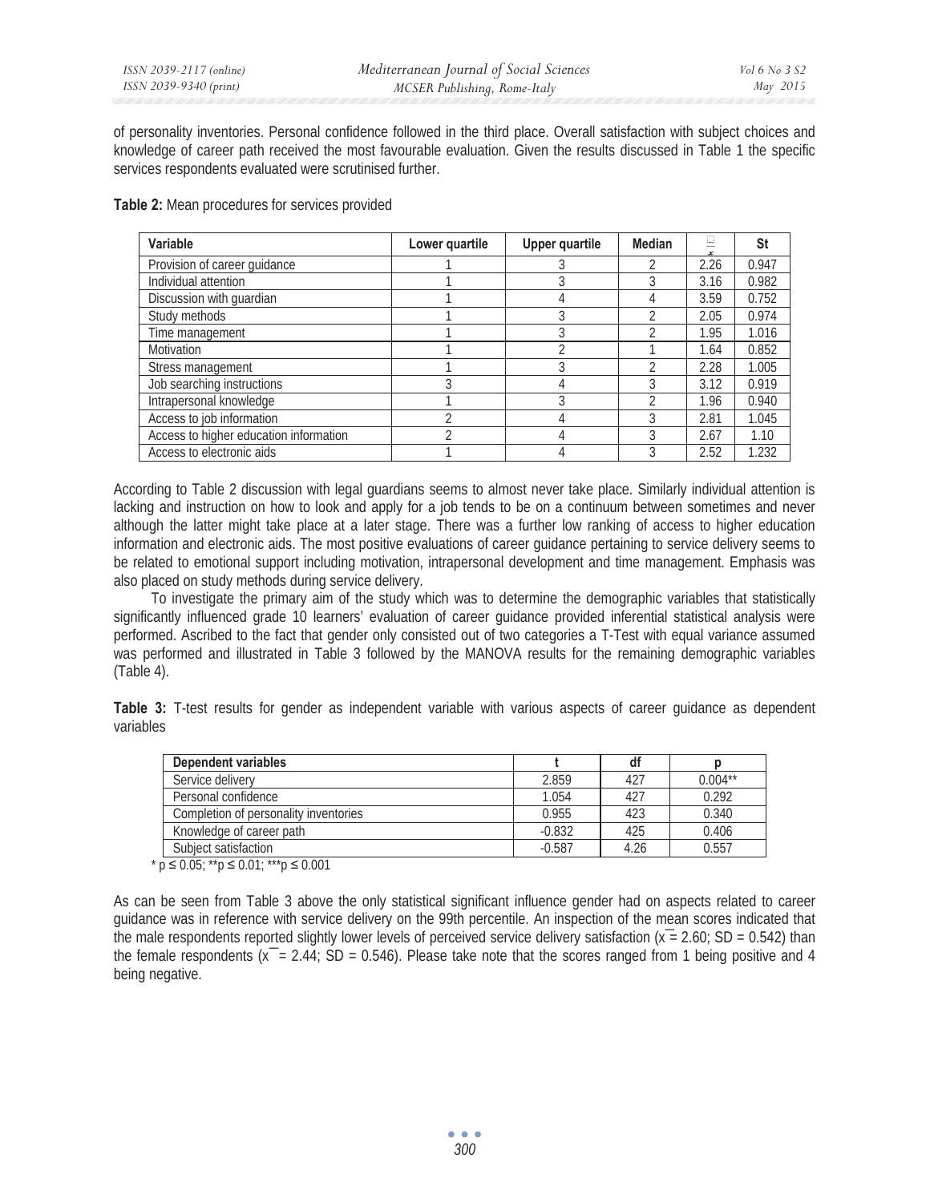of personality inventories. Personal confidence followed in the third place. Overall satisfaction with subject choices and knowledge of career path received the most favourable evaluation. Given the results discussed in Table 1 the specific services respondents evaluated were scrutinised further.

**Table 2:** Mean procedures for services provided

| Variable | Lower quartile | Upper quartile | Median | $\bar{x}$ | St |
|---|---|---|---|---|---|
| Provision of career guidance | 1 | 3 | 2 | 2.26 | 0.947 |
| Individual attention | 1 | 3 | 3 | 3.16 | 0.982 |
| Discussion with guardian | 1 | 4 | 4 | 3.59 | 0.752 |
| Study methods | 1 | 3 | 2 | 2.05 | 0.974 |
| Time management | 1 | 3 | 2 | 1.95 | 1.016 |
| Motivation | 1 | 2 | 1 | 1.64 | 0.852 |
| Stress management | 1 | 3 | 2 | 2.28 | 1.005 |
| Job searching instructions | 3 | 4 | 3 | 3.12 | 0.919 |
| Intrapersonal knowledge | 1 | 3 | 2 | 1.96 | 0.940 |
| Access to job information | 2 | 4 | 3 | 2.81 | 1.045 |
| Access to higher education information | 2 | 4 | 3 | 2.67 | 1.10 |
| Access to electronic aids | 1 | 4 | 3 | 2.52 | 1.232 |

According to Table 2 discussion with legal guardians seems to almost never take place. Similarly individual attention is lacking and instruction on how to look and apply for a job tends to be on a continuum between sometimes and never although the latter might take place at a later stage. There was a further low ranking of access to higher education information and electronic aids. The most positive evaluations of career guidance pertaining to service delivery seems to be related to emotional support including motivation, intrapersonal development and time management. Emphasis was also placed on study methods during service delivery.

To investigate the primary aim of the study which was to determine the demographic variables that statistically significantly influenced grade 10 learners' evaluation of career guidance provided inferential statistical analysis were performed. Ascribed to the fact that gender only consisted out of two categories a T-Test with equal variance assumed was performed and illustrated in Table 3 followed by the MANOVA results for the remaining demographic variables (Table 4).

**Table 3:** T-test results for gender as independent variable with various aspects of career guidance as dependent variables

| Dependent variables | t | df | p |
|---|---|---|---|
| Service delivery | 2.859 | 427 | 0.004** |
| Personal confidence | 1.054 | 427 | 0.292 |
| Completion of personality inventories | 0.955 | 423 | 0.340 |
| Knowledge of career path | -0.832 | 425 | 0.406 |
| Subject satisfaction | -0.587 | 4.26 | 0.557 |

* $p \leq 0.05$; ** $p \leq 0.01$; *** $p \leq 0.001$

As can be seen from Table 3 above the only statistical significant influence gender had on aspects related to career guidance was in reference with service delivery on the 99th percentile. An inspection of the mean scores indicated that the male respondents reported slightly lower levels of perceived service delivery satisfaction ($\bar{x}$ = 2.60; SD = 0.542) than the female respondents ($\bar{x}$ = 2.44; SD = 0.546). Please take note that the scores ranged from 1 being positive and 4 being negative.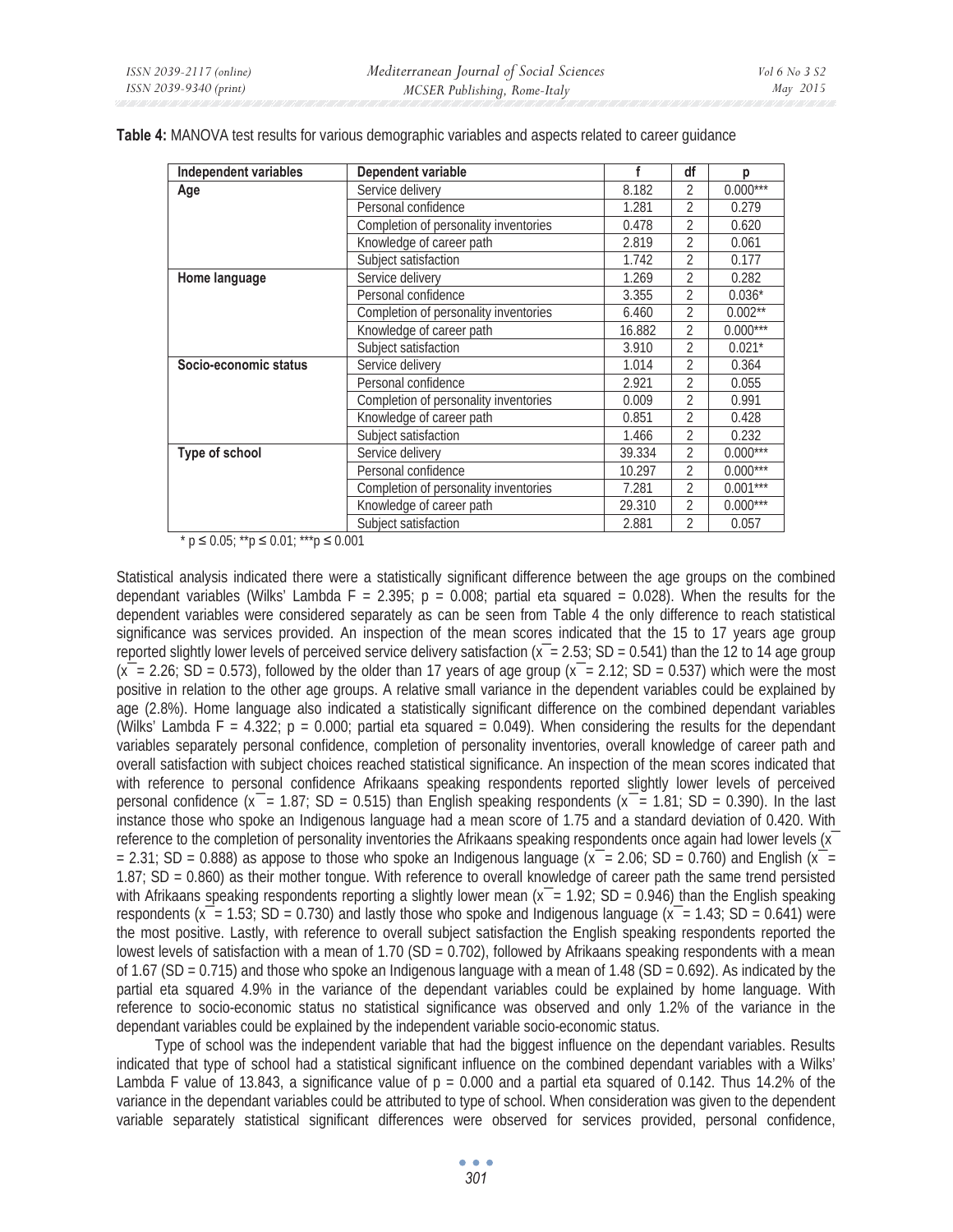**Table 4:** MANOVA test results for various demographic variables and aspects related to career guidance

| Independent variables | Dependent variable | f | df | p |
|---|---|---|---|---|
| **Age** | Service delivery | 8.182 | 2 | 0.000*** |
| | Personal confidence | 1.281 | 2 | 0.279 |
| | Completion of personality inventories | 0.478 | 2 | 0.620 |
| | Knowledge of career path | 2.819 | 2 | 0.061 |
| | Subject satisfaction | 1.742 | 2 | 0.177 |
| **Home language** | Service delivery | 1.269 | 2 | 0.282 |
| | Personal confidence | 3.355 | 2 | 0.036* |
| | Completion of personality inventories | 6.460 | 2 | 0.002** |
| | Knowledge of career path | 16.882 | 2 | 0.000*** |
| | Subject satisfaction | 3.910 | 2 | 0.021* |
| **Socio-economic status** | Service delivery | 1.014 | 2 | 0.364 |
| | Personal confidence | 2.921 | 2 | 0.055 |
| | Completion of personality inventories | 0.009 | 2 | 0.991 |
| | Knowledge of career path | 0.851 | 2 | 0.428 |
| | Subject satisfaction | 1.466 | 2 | 0.232 |
| **Type of school** | Service delivery | 39.334 | 2 | 0.000*** |
| | Personal confidence | 10.297 | 2 | 0.000*** |
| | Completion of personality inventories | 7.281 | 2 | 0.001*** |
| | Knowledge of career path | 29.310 | 2 | 0.000*** |
| | Subject satisfaction | 2.881 | 2 | 0.057 |

* $p \leq 0.05$; ** $p \leq 0.01$; *** $p \leq 0.001$

Statistical analysis indicated there were a statistically significant difference between the age groups on the combined dependant variables (Wilks' Lambda F = 2.395; p = 0.008; partial eta squared = 0.028). When the results for the dependent variables were considered separately as can be seen from Table 4 the only difference to reach statistical significance was services provided. An inspection of the mean scores indicated that the 15 to 17 years age group reported slightly lower levels of perceived service delivery satisfaction ($\bar{x}$ = 2.53; SD = 0.541) than the 12 to 14 age group ($\bar{x}$ = 2.26; SD = 0.573), followed by the older than 17 years of age group ($\bar{x}$ = 2.12; SD = 0.537) which were the most positive in relation to the other age groups. A relative small variance in the dependent variables could be explained by age (2.8%). Home language also indicated a statistically significant difference on the combined dependant variables (Wilks' Lambda F = 4.322; p = 0.000; partial eta squared = 0.049). When considering the results for the dependant variables separately personal confidence, completion of personality inventories, overall knowledge of career path and overall satisfaction with subject choices reached statistical significance. An inspection of the mean scores indicated that with reference to personal confidence Afrikaans speaking respondents reported slightly lower levels of perceived personal confidence ($\bar{x}$ = 1.87; SD = 0.515) than English speaking respondents ($\bar{x}$ = 1.81; SD = 0.390). In the last instance those who spoke an Indigenous language had a mean score of 1.75 and a standard deviation of 0.420. With reference to the completion of personality inventories the Afrikaans speaking respondents once again had lower levels ($\bar{x}$ = 2.31; SD = 0.888) as appose to those who spoke an Indigenous language ($\bar{x}$ = 2.06; SD = 0.760) and English ($\bar{x}$ = 1.87; SD = 0.860) as their mother tongue. With reference to overall knowledge of career path the same trend persisted with Afrikaans speaking respondents reporting a slightly lower mean ($\bar{x}$ = 1.92; SD = 0.946) than the English speaking respondents ($\bar{x}$ = 1.53; SD = 0.730) and lastly those who spoke and Indigenous language ($\bar{x}$ = 1.43; SD = 0.641) were the most positive. Lastly, with reference to overall subject satisfaction the English speaking respondents reported the lowest levels of satisfaction with a mean of 1.70 (SD = 0.702), followed by Afrikaans speaking respondents with a mean of 1.67 (SD = 0.715) and those who spoke an Indigenous language with a mean of 1.48 (SD = 0.692). As indicated by the partial eta squared 4.9% in the variance of the dependant variables could be explained by home language. With reference to socio-economic status no statistical significance was observed and only 1.2% of the variance in the dependant variables could be explained by the independent variable socio-economic status.

Type of school was the independent variable that had the biggest influence on the dependant variables. Results indicated that type of school had a statistical significant influence on the combined dependant variables with a Wilks' Lambda F value of 13.843, a significance value of p = 0.000 and a partial eta squared of 0.142. Thus 14.2% of the variance in the dependant variables could be attributed to type of school. When consideration was given to the dependent variable separately statistical significant differences were observed for services provided, personal confidence,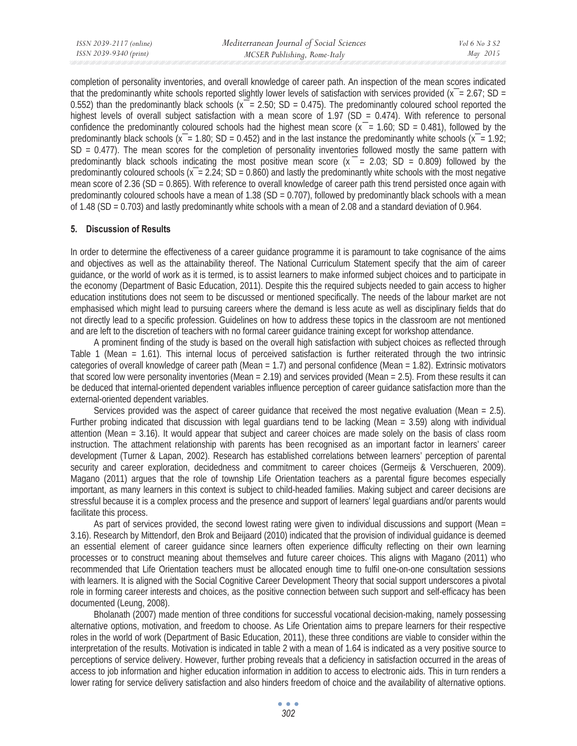completion of personality inventories, and overall knowledge of career path. An inspection of the mean scores indicated that the predominantly white schools reported slightly lower levels of satisfaction with services provided ($\bar{x}$ = 2.67; SD = 0.552) than the predominantly black schools ($\bar{x}$ = 2.50; SD = 0.475). The predominantly coloured school reported the highest levels of overall subject satisfaction with a mean score of 1.97 (SD = 0.474). With reference to personal confidence the predominantly coloured schools had the highest mean score ($\bar{x}$ = 1.60; SD = 0.481), followed by the predominantly black schools ($\bar{x}$ = 1.80; SD = 0.452) and in the last instance the predominantly white schools ($\bar{x}$ = 1.92; SD = 0.477). The mean scores for the completion of personality inventories followed mostly the same pattern with predominantly black schools indicating the most positive mean score ($\bar{x}$ = 2.03; SD = 0.809) followed by the predominantly coloured schools ($\bar{x}$ = 2.24; SD = 0.860) and lastly the predominantly white schools with the most negative mean score of 2.36 (SD = 0.865). With reference to overall knowledge of career path this trend persisted once again with predominantly coloured schools have a mean of 1.38 (SD = 0.707), followed by predominantly black schools with a mean of 1.48 (SD = 0.703) and lastly predominantly white schools with a mean of 2.08 and a standard deviation of 0.964.

## 5. Discussion of Results

In order to determine the effectiveness of a career guidance programme it is paramount to take cognisance of the aims and objectives as well as the attainability thereof. The National Curriculum Statement specify that the aim of career guidance, or the world of work as it is termed, is to assist learners to make informed subject choices and to participate in the economy (Department of Basic Education, 2011). Despite this the required subjects needed to gain access to higher education institutions does not seem to be discussed or mentioned specifically. The needs of the labour market are not emphasised which might lead to pursuing careers where the demand is less acute as well as disciplinary fields that do not directly lead to a specific profession. Guidelines on how to address these topics in the classroom are not mentioned and are left to the discretion of teachers with no formal career guidance training except for workshop attendance.

A prominent finding of the study is based on the overall high satisfaction with subject choices as reflected through Table 1 (Mean = 1.61). This internal locus of perceived satisfaction is further reiterated through the two intrinsic categories of overall knowledge of career path (Mean = 1.7) and personal confidence (Mean = 1.82). Extrinsic motivators that scored low were personality inventories (Mean = 2.19) and services provided (Mean = 2.5). From these results it can be deduced that internal-oriented dependent variables influence perception of career guidance satisfaction more than the external-oriented dependent variables.

Services provided was the aspect of career guidance that received the most negative evaluation (Mean = 2.5). Further probing indicated that discussion with legal guardians tend to be lacking (Mean = 3.59) along with individual attention (Mean = 3.16). It would appear that subject and career choices are made solely on the basis of class room instruction. The attachment relationship with parents has been recognised as an important factor in learners' career development (Turner & Lapan, 2002). Research has established correlations between learners' perception of parental security and career exploration, decidedness and commitment to career choices (Germeijs & Verschueren, 2009). Magano (2011) argues that the role of township Life Orientation teachers as a parental figure becomes especially important, as many learners in this context is subject to child-headed families. Making subject and career decisions are stressful because it is a complex process and the presence and support of learners' legal guardians and/or parents would facilitate this process.

As part of services provided, the second lowest rating were given to individual discussions and support (Mean = 3.16). Research by Mittendorf, den Brok and Beijaard (2010) indicated that the provision of individual guidance is deemed an essential element of career guidance since learners often experience difficulty reflecting on their own learning processes or to construct meaning about themselves and future career choices. This aligns with Magano (2011) who recommended that Life Orientation teachers must be allocated enough time to fulfil one-on-one consultation sessions with learners. It is aligned with the Social Cognitive Career Development Theory that social support underscores a pivotal role in forming career interests and choices, as the positive connection between such support and self-efficacy has been documented (Leung, 2008).

Bholanath (2007) made mention of three conditions for successful vocational decision-making, namely possessing alternative options, motivation, and freedom to choose. As Life Orientation aims to prepare learners for their respective roles in the world of work (Department of Basic Education, 2011), these three conditions are viable to consider within the interpretation of the results. Motivation is indicated in table 2 with a mean of 1.64 is indicated as a very positive source to perceptions of service delivery. However, further probing reveals that a deficiency in satisfaction occurred in the areas of access to job information and higher education information in addition to access to electronic aids. This in turn renders a lower rating for service delivery satisfaction and also hinders freedom of choice and the availability of alternative options.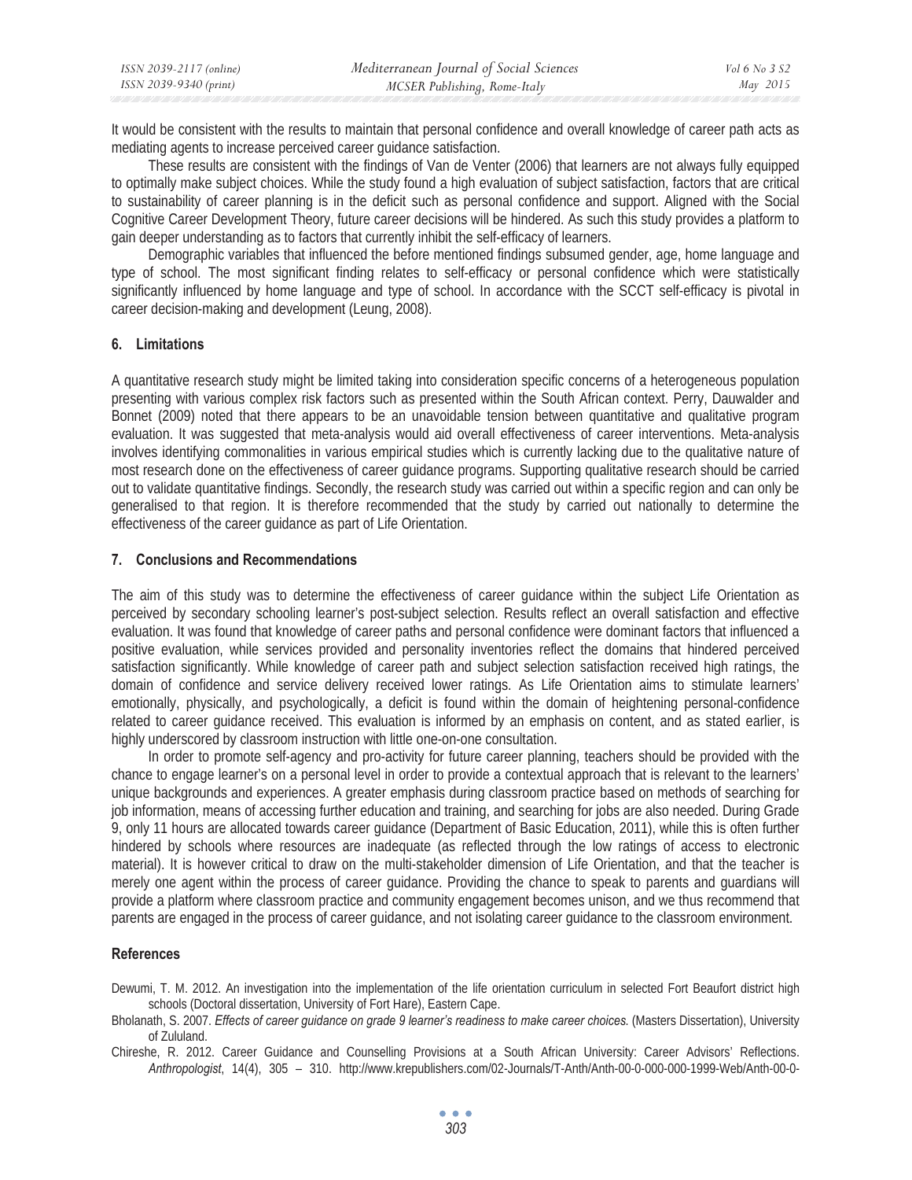It would be consistent with the results to maintain that personal confidence and overall knowledge of career path acts as mediating agents to increase perceived career guidance satisfaction.

These results are consistent with the findings of Van de Venter (2006) that learners are not always fully equipped to optimally make subject choices. While the study found a high evaluation of subject satisfaction, factors that are critical to sustainability of career planning is in the deficit such as personal confidence and support. Aligned with the Social Cognitive Career Development Theory, future career decisions will be hindered. As such this study provides a platform to gain deeper understanding as to factors that currently inhibit the self-efficacy of learners.

Demographic variables that influenced the before mentioned findings subsumed gender, age, home language and type of school. The most significant finding relates to self-efficacy or personal confidence which were statistically significantly influenced by home language and type of school. In accordance with the SCCT self-efficacy is pivotal in career decision-making and development (Leung, 2008).

## 6. Limitations

A quantitative research study might be limited taking into consideration specific concerns of a heterogeneous population presenting with various complex risk factors such as presented within the South African context. Perry, Dauwalder and Bonnet (2009) noted that there appears to be an unavoidable tension between quantitative and qualitative program evaluation. It was suggested that meta-analysis would aid overall effectiveness of career interventions. Meta-analysis involves identifying commonalities in various empirical studies which is currently lacking due to the qualitative nature of most research done on the effectiveness of career guidance programs. Supporting qualitative research should be carried out to validate quantitative findings. Secondly, the research study was carried out within a specific region and can only be generalised to that region. It is therefore recommended that the study by carried out nationally to determine the effectiveness of the career guidance as part of Life Orientation.

## 7. Conclusions and Recommendations

The aim of this study was to determine the effectiveness of career guidance within the subject Life Orientation as perceived by secondary schooling learner's post-subject selection. Results reflect an overall satisfaction and effective evaluation. It was found that knowledge of career paths and personal confidence were dominant factors that influenced a positive evaluation, while services provided and personality inventories reflect the domains that hindered perceived satisfaction significantly. While knowledge of career path and subject selection satisfaction received high ratings, the domain of confidence and service delivery received lower ratings. As Life Orientation aims to stimulate learners' emotionally, physically, and psychologically, a deficit is found within the domain of heightening personal-confidence related to career guidance received. This evaluation is informed by an emphasis on content, and as stated earlier, is highly underscored by classroom instruction with little one-on-one consultation.

In order to promote self-agency and pro-activity for future career planning, teachers should be provided with the chance to engage learner's on a personal level in order to provide a contextual approach that is relevant to the learners' unique backgrounds and experiences. A greater emphasis during classroom practice based on methods of searching for job information, means of accessing further education and training, and searching for jobs are also needed. During Grade 9, only 11 hours are allocated towards career guidance (Department of Basic Education, 2011), while this is often further hindered by schools where resources are inadequate (as reflected through the low ratings of access to electronic material). It is however critical to draw on the multi-stakeholder dimension of Life Orientation, and that the teacher is merely one agent within the process of career guidance. Providing the chance to speak to parents and guardians will provide a platform where classroom practice and community engagement becomes unison, and we thus recommend that parents are engaged in the process of career guidance, and not isolating career guidance to the classroom environment.

## References

Dewumi, T. M. 2012. An investigation into the implementation of the life orientation curriculum in selected Fort Beaufort district high schools (Doctoral dissertation, University of Fort Hare), Eastern Cape.

Bholanath, S. 2007. *Effects of career guidance on grade 9 learner's readiness to make career choices.* (Masters Dissertation), University of Zululand.

Chireshe, R. 2012. Career Guidance and Counselling Provisions at a South African University: Career Advisors' Reflections. *Anthropologist*, 14(4), 305 – 310. http://www.krepublishers.com/02-Journals/T-Anth/Anth-00-0-000-000-1999-Web/Anth-00-0-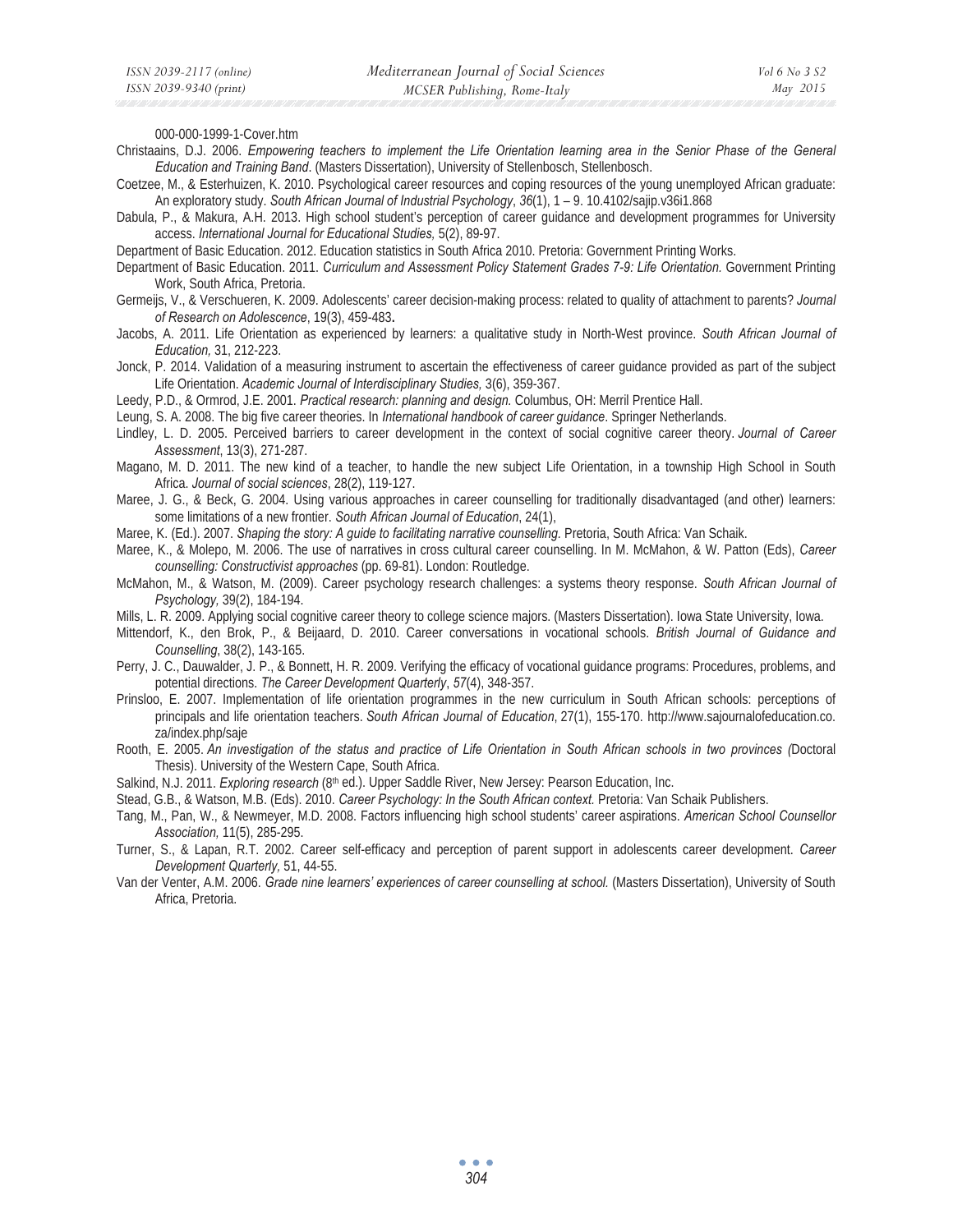000-000-1999-1-Cover.htm

Christaains, D.J. 2006. *Empowering teachers to implement the Life Orientation learning area in the Senior Phase of the General Education and Training Band*. (Masters Dissertation), University of Stellenbosch, Stellenbosch.

Coetzee, M., & Esterhuizen, K. 2010. Psychological career resources and coping resources of the young unemployed African graduate: An exploratory study. *South African Journal of Industrial Psychology*, *36*(1), 1 – 9. 10.4102/sajip.v36i1.868

Dabula, P., & Makura, A.H. 2013. High school student's perception of career guidance and development programmes for University access. *International Journal for Educational Studies,* 5(2), 89-97.

Department of Basic Education. 2012. Education statistics in South Africa 2010. Pretoria: Government Printing Works.

Department of Basic Education. 2011. *Curriculum and Assessment Policy Statement Grades 7-9: Life Orientation.* Government Printing Work, South Africa, Pretoria.

Germeijs, V., & Verschueren, K. 2009. Adolescents' career decision-making process: related to quality of attachment to parents? *Journal of Research on Adolescence*, 19(3), 459-483**.**

Jacobs, A. 2011. Life Orientation as experienced by learners: a qualitative study in North-West province. *South African Journal of Education,* 31, 212-223.

Jonck, P. 2014. Validation of a measuring instrument to ascertain the effectiveness of career guidance provided as part of the subject Life Orientation. *Academic Journal of Interdisciplinary Studies,* 3(6), 359-367.

Leedy, P.D., & Ormrod, J.E. 2001. *Practical research: planning and design.* Columbus, OH: Merril Prentice Hall.

Leung, S. A. 2008. The big five career theories. In *International handbook of career guidance*. Springer Netherlands.

Lindley, L. D. 2005. Perceived barriers to career development in the context of social cognitive career theory. *Journal of Career Assessment*, 13(3), 271-287.

Magano, M. D. 2011. The new kind of a teacher, to handle the new subject Life Orientation, in a township High School in South Africa. *Journal of social sciences*, 28(2), 119-127.

Maree, J. G., & Beck, G. 2004. Using various approaches in career counselling for traditionally disadvantaged (and other) learners: some limitations of a new frontier. *South African Journal of Education*, 24(1),

Maree, K. (Ed.). 2007. *Shaping the story: A guide to facilitating narrative counselling.* Pretoria, South Africa: Van Schaik.

Maree, K., & Molepo, M. 2006. The use of narratives in cross cultural career counselling. In M. McMahon, & W. Patton (Eds), *Career counselling: Constructivist approaches* (pp. 69-81). London: Routledge.

McMahon, M., & Watson, M. (2009). Career psychology research challenges: a systems theory response. *South African Journal of Psychology,* 39(2), 184-194.

Mills, L. R. 2009. Applying social cognitive career theory to college science majors. (Masters Dissertation). Iowa State University, Iowa.

Mittendorf, K., den Brok, P., & Beijaard, D. 2010. Career conversations in vocational schools. *British Journal of Guidance and Counselling*, 38(2), 143-165.

Perry, J. C., Dauwalder, J. P., & Bonnett, H. R. 2009. Verifying the efficacy of vocational guidance programs: Procedures, problems, and potential directions. *The Career Development Quarterly*, *57*(4), 348-357.

Prinsloo, E. 2007. Implementation of life orientation programmes in the new curriculum in South African schools: perceptions of principals and life orientation teachers. *South African Journal of Education*, 27(1), 155-170. http://www.sajournalofeducation.co.za/index.php/saje

Rooth, E. 2005. *An investigation of the status and practice of Life Orientation in South African schools in two provinces (*Doctoral Thesis). University of the Western Cape, South Africa.

Salkind, N.J. 2011. *Exploring research* (8th ed.). Upper Saddle River, New Jersey: Pearson Education, Inc.

Stead, G.B., & Watson, M.B. (Eds). 2010. *Career Psychology: In the South African context.* Pretoria: Van Schaik Publishers.

Tang, M., Pan, W., & Newmeyer, M.D. 2008. Factors influencing high school students' career aspirations. *American School Counsellor Association,* 11(5), 285-295.

Turner, S., & Lapan, R.T. 2002. Career self-efficacy and perception of parent support in adolescents career development. *Career Development Quarterly,* 51, 44-55.

Van der Venter, A.M. 2006. *Grade nine learners' experiences of career counselling at school.* (Masters Dissertation), University of South Africa, Pretoria.